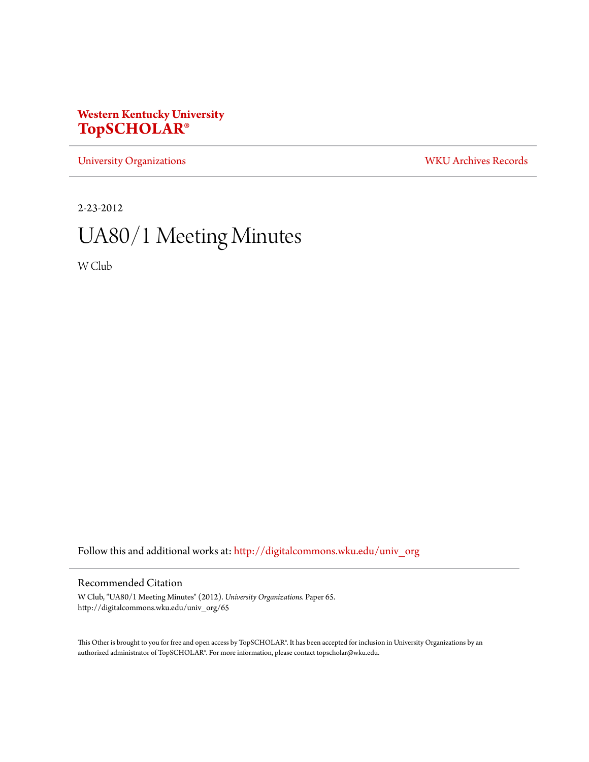**Western Kentucky University**
**TopSCHOLAR®**

University Organizations | WKU Archives Records

2-23-2012

# UA80/1 Meeting Minutes

W Club

Follow this and additional works at: http://digitalcommons.wku.edu/univ_org

## Recommended Citation

W Club, "UA80/1 Meeting Minutes" (2012). *University Organizations.* Paper 65.
http://digitalcommons.wku.edu/univ_org/65

This Other is brought to you for free and open access by TopSCHOLAR®. It has been accepted for inclusion in University Organizations by an authorized administrator of TopSCHOLAR®. For more information, please contact topscholar@wku.edu.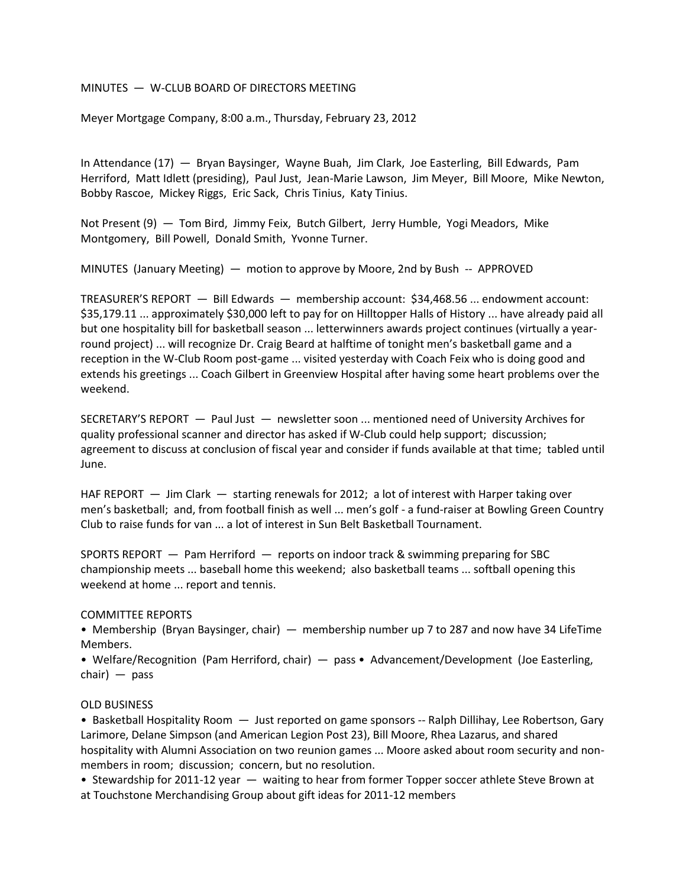MINUTES — W-CLUB BOARD OF DIRECTORS MEETING

Meyer Mortgage Company, 8:00 a.m., Thursday, February 23, 2012

In Attendance (17) — Bryan Baysinger, Wayne Buah, Jim Clark, Joe Easterling, Bill Edwards, Pam Herriford, Matt Idlett (presiding), Paul Just, Jean-Marie Lawson, Jim Meyer, Bill Moore, Mike Newton, Bobby Rascoe, Mickey Riggs, Eric Sack, Chris Tinius, Katy Tinius.

Not Present (9) — Tom Bird, Jimmy Feix, Butch Gilbert, Jerry Humble, Yogi Meadors, Mike Montgomery, Bill Powell, Donald Smith, Yvonne Turner.

MINUTES (January Meeting) — motion to approve by Moore, 2nd by Bush -- APPROVED

TREASURER'S REPORT — Bill Edwards — membership account: $34,468.56 ... endowment account: $35,179.11 ... approximately $30,000 left to pay for on Hilltopper Halls of History ... have already paid all but one hospitality bill for basketball season ... letterwinners awards project continues (virtually a year-round project) ... will recognize Dr. Craig Beard at halftime of tonight men's basketball game and a reception in the W-Club Room post-game ... visited yesterday with Coach Feix who is doing good and extends his greetings ... Coach Gilbert in Greenview Hospital after having some heart problems over the weekend.

SECRETARY'S REPORT — Paul Just — newsletter soon ... mentioned need of University Archives for quality professional scanner and director has asked if W-Club could help support; discussion; agreement to discuss at conclusion of fiscal year and consider if funds available at that time; tabled until June.

HAF REPORT — Jim Clark — starting renewals for 2012; a lot of interest with Harper taking over men's basketball; and, from football finish as well ... men's golf - a fund-raiser at Bowling Green Country Club to raise funds for van ... a lot of interest in Sun Belt Basketball Tournament.

SPORTS REPORT — Pam Herriford — reports on indoor track & swimming preparing for SBC championship meets ... baseball home this weekend; also basketball teams ... softball opening this weekend at home ... report and tennis.

COMMITTEE REPORTS

- Membership (Bryan Baysinger, chair) — membership number up 7 to 287 and now have 34 LifeTime Members.
- Welfare/Recognition (Pam Herriford, chair) — pass • Advancement/Development (Joe Easterling, chair) — pass

OLD BUSINESS

- Basketball Hospitality Room — Just reported on game sponsors -- Ralph Dillihay, Lee Robertson, Gary Larimore, Delane Simpson (and American Legion Post 23), Bill Moore, Rhea Lazarus, and shared hospitality with Alumni Association on two reunion games ... Moore asked about room security and non-members in room; discussion; concern, but no resolution.
- Stewardship for 2011-12 year — waiting to hear from former Topper soccer athlete Steve Brown at at Touchstone Merchandising Group about gift ideas for 2011-12 members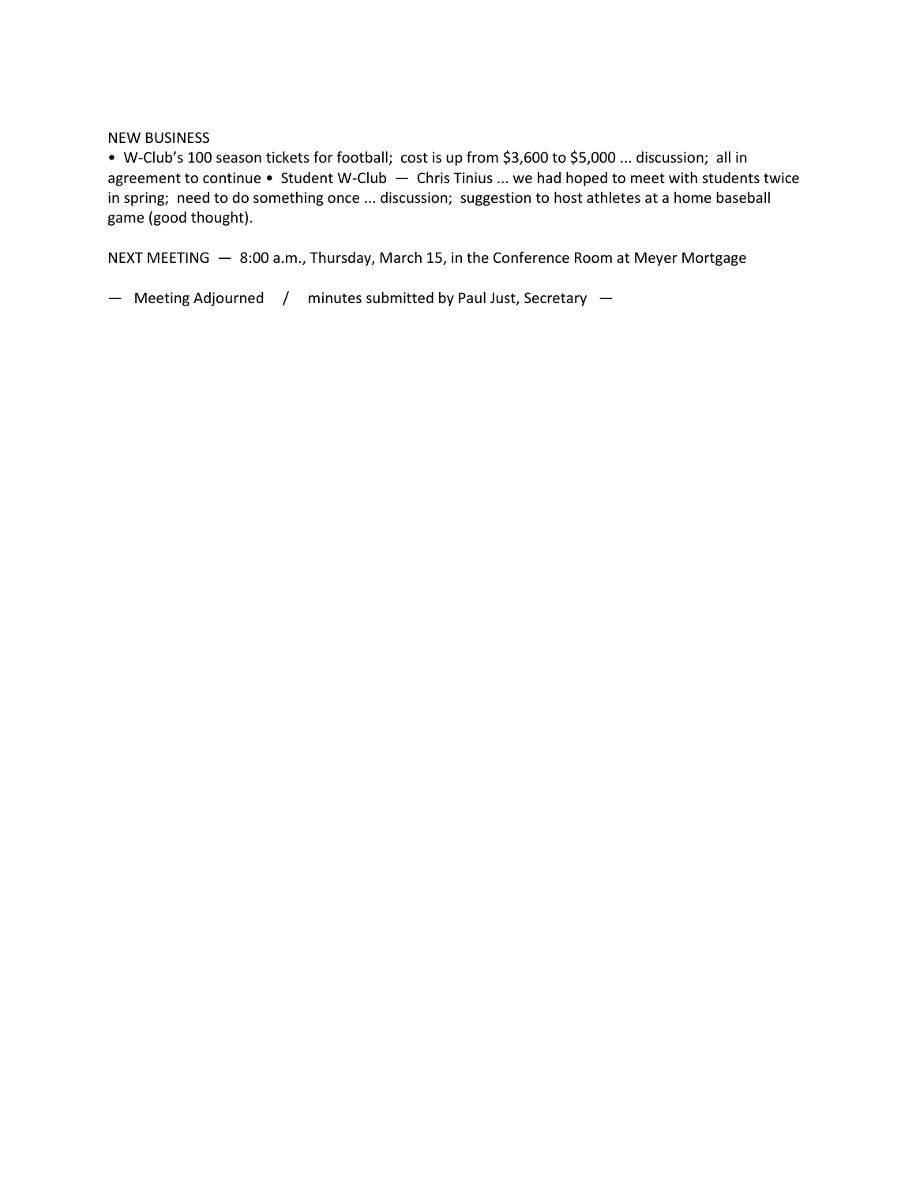NEW BUSINESS

• W-Club's 100 season tickets for football; cost is up from $3,600 to $5,000 ... discussion; all in agreement to continue • Student W-Club — Chris Tinius ... we had hoped to meet with students twice in spring; need to do something once ... discussion; suggestion to host athletes at a home baseball game (good thought).

NEXT MEETING — 8:00 a.m., Thursday, March 15, in the Conference Room at Meyer Mortgage

— Meeting Adjourned / minutes submitted by Paul Just, Secretary —